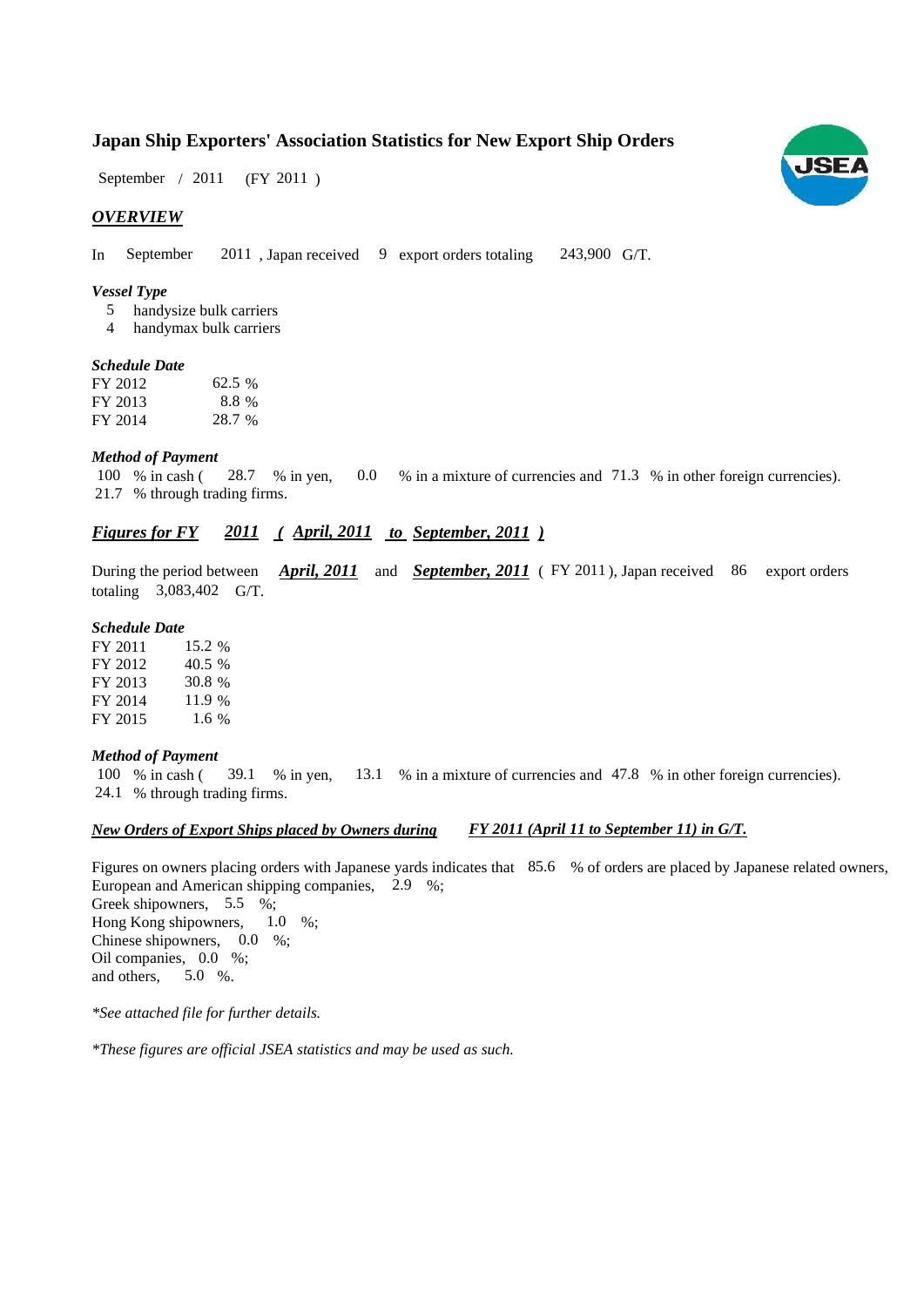# Japan Ship Exporters' Association Statistics for New Export Ship Orders

September / 2011 (FY 2011 )

## *OVERVIEW*

In September 2011 , Japan received 9 export orders totaling 243,900 G/T.

### *Vessel Type*

5 handysize bulk carriers
4 handymax bulk carriers

### *Schedule Date*

| | |
|---|---|
| FY 2012 | 62.5 % |
| FY 2013 | 8.8 % |
| FY 2014 | 28.7 % |

### *Method of Payment*

100 % in cash ( 28.7 % in yen, 0.0 % in a mixture of currencies and 71.3 % in other foreign currencies).
21.7 % through trading firms.

## *Figures for FY 2011 ( April, 2011 to September, 2011 )*

During the period between *April, 2011* and *September, 2011* ( FY 2011 ), Japan received 86 export orders totaling 3,083,402 G/T.

### *Schedule Date*

| | |
|---|---|
| FY 2011 | 15.2 % |
| FY 2012 | 40.5 % |
| FY 2013 | 30.8 % |
| FY 2014 | 11.9 % |
| FY 2015 | 1.6 % |

### *Method of Payment*

100 % in cash ( 39.1 % in yen, 13.1 % in a mixture of currencies and 47.8 % in other foreign currencies).
24.1 % through trading firms.

### *New Orders of Export Ships placed by Owners during FY 2011 (April 11 to September 11) in G/T.*

Figures on owners placing orders with Japanese yards indicates that 85.6 % of orders are placed by Japanese related owners,
European and American shipping companies, 2.9 %;
Greek shipowners, 5.5 %;
Hong Kong shipowners, 1.0 %;
Chinese shipowners, 0.0 %;
Oil companies, 0.0 %;
and others, 5.0 %.

*\*See attached file for further details.*

*\*These figures are official JSEA statistics and may be used as such.*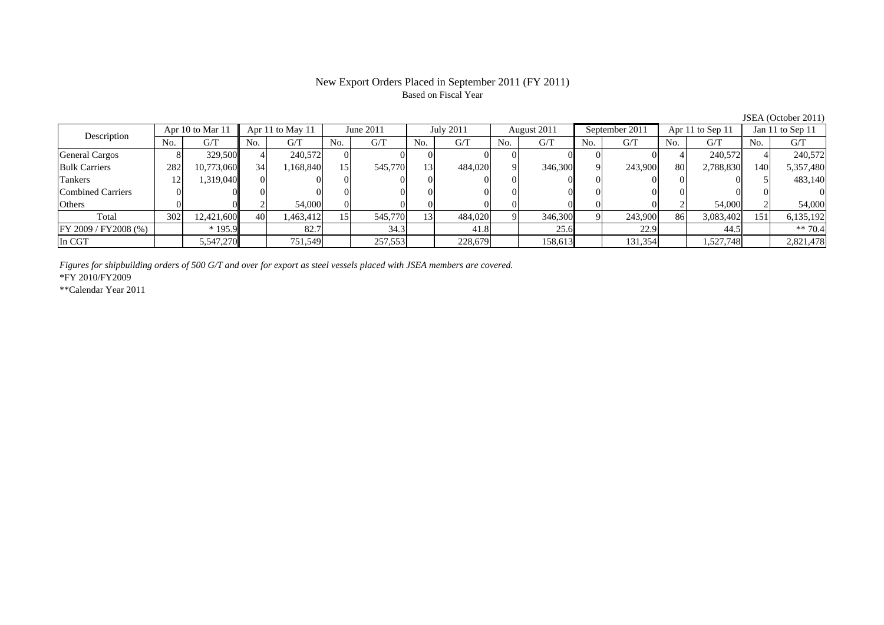# New Export Orders Placed in September 2011 (FY 2011)

Based on Fiscal Year

JSEA (October 2011)

| Description | Apr 10 to Mar 11 | | Apr 11 to May 11 | | June 2011 | | July 2011 | | August 2011 | | September 2011 | | Apr 11 to Sep 11 | | Jan 11 to Sep 11 | |
|---|---|---|---|---|---|---|---|---|---|---|---|---|---|---|---|---|
| | No. | G/T | No. | G/T | No. | G/T | No. | G/T | No. | G/T | No. | G/T | No. | G/T | No. | G/T |
| General Cargos | 8 | 329,500 | 4 | 240,572 | 0 | 0 | 0 | 0 | 0 | 0 | 0 | 0 | 4 | 240,572 | 4 | 240,572 |
| Bulk Carriers | 282 | 10,773,060 | 34 | 1,168,840 | 15 | 545,770 | 13 | 484,020 | 9 | 346,300 | 9 | 243,900 | 80 | 2,788,830 | 140 | 5,357,480 |
| Tankers | 12 | 1,319,040 | 0 | 0 | 0 | 0 | 0 | 0 | 0 | 0 | 0 | 0 | 0 | 0 | 5 | 483,140 |
| Combined Carriers | 0 | 0 | 0 | 0 | 0 | 0 | 0 | 0 | 0 | 0 | 0 | 0 | 0 | 0 | 0 | 0 |
| Others | 0 | 0 | 2 | 54,000 | 0 | 0 | 0 | 0 | 0 | 0 | 0 | 0 | 2 | 54,000 | 2 | 54,000 |
| Total | 302 | 12,421,600 | 40 | 1,463,412 | 15 | 545,770 | 13 | 484,020 | 9 | 346,300 | 9 | 243,900 | 86 | 3,083,402 | 151 | 6,135,192 |
| FY 2009 / FY2008 (%) | | * 195.9 | | 82.7 | | 34.3 | | 41.8 | | 25.6 | | 22.9 | | 44.5 | | ** 70.4 |
| In CGT | | 5,547,270 | | 751,549 | | 257,553 | | 228,679 | | 158,613 | | 131,354 | | 1,527,748 | | 2,821,478 |

*Figures for shipbuilding orders of 500 G/T and over for export as steel vessels placed with JSEA members are covered.*

*FY 2010/FY2009

**Calendar Year 2011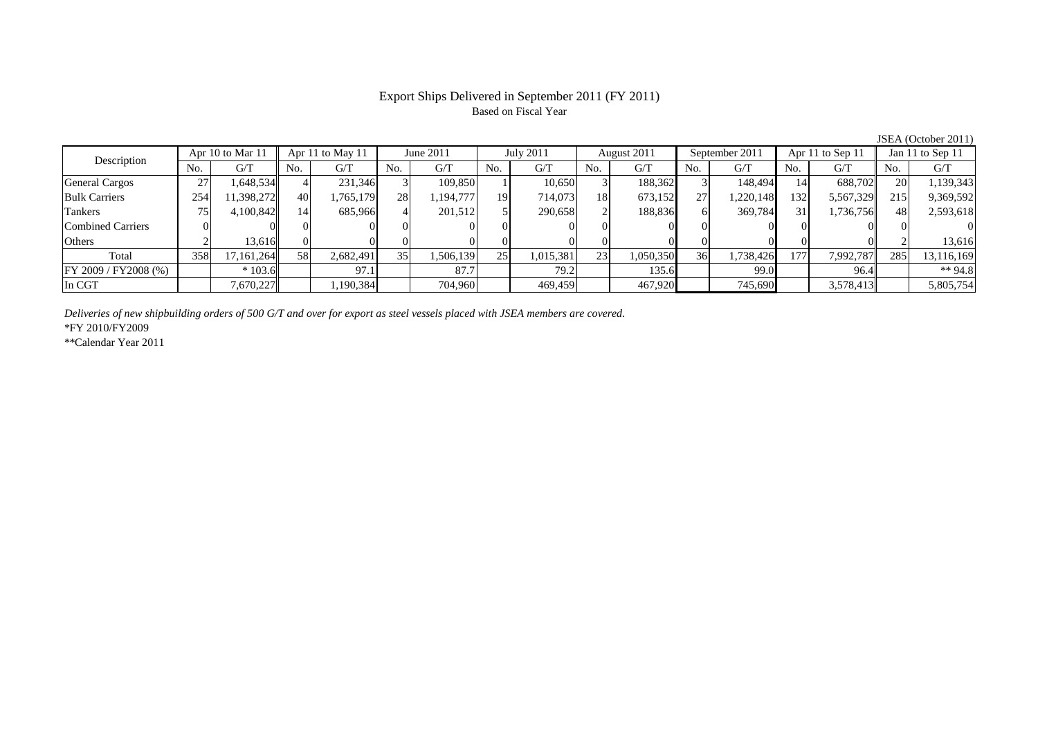# Export Ships Delivered in September 2011 (FY 2011)

Based on Fiscal Year

JSEA (October 2011)

| Description | Apr 10 to Mar 11 | | Apr 11 to May 11 | | June 2011 | | July 2011 | | August 2011 | | September 2011 | | Apr 11 to Sep 11 | | Jan 11 to Sep 11 | |
|---|---|---|---|---|---|---|---|---|---|---|---|---|---|---|---|---|
| | No. | G/T | No. | G/T | No. | G/T | No. | G/T | No. | G/T | No. | G/T | No. | G/T | No. | G/T |
| General Cargos | 27 | 1,648,534 | 4 | 231,346 | 3 | 109,850 | 1 | 10,650 | 3 | 188,362 | 3 | 148,494 | 14 | 688,702 | 20 | 1,139,343 |
| Bulk Carriers | 254 | 11,398,272 | 40 | 1,765,179 | 28 | 1,194,777 | 19 | 714,073 | 18 | 673,152 | 27 | 1,220,148 | 132 | 5,567,329 | 215 | 9,369,592 |
| Tankers | 75 | 4,100,842 | 14 | 685,966 | 4 | 201,512 | 5 | 290,658 | 2 | 188,836 | 6 | 369,784 | 31 | 1,736,756 | 48 | 2,593,618 |
| Combined Carriers | 0 | 0 | 0 | 0 | 0 | 0 | 0 | 0 | 0 | 0 | 0 | 0 | 0 | 0 | 0 | 0 |
| Others | 2 | 13,616 | 0 | 0 | 0 | 0 | 0 | 0 | 0 | 0 | 0 | 0 | 0 | 0 | 2 | 13,616 |
| Total | 358 | 17,161,264 | 58 | 2,682,491 | 35 | 1,506,139 | 25 | 1,015,381 | 23 | 1,050,350 | 36 | 1,738,426 | 177 | 7,992,787 | 285 | 13,116,169 |
| FY 2009 / FY2008 (%) | | * 103.6 | | 97.1 | | 87.7 | | 79.2 | | 135.6 | | 99.0 | | 96.4 | | ** 94.8 |
| In CGT | | 7,670,227 | | 1,190,384 | | 704,960 | | 469,459 | | 467,920 | | 745,690 | | 3,578,413 | | 5,805,754 |

*Deliveries of new shipbuilding orders of 500 G/T and over for export as steel vessels placed with JSEA members are covered.*

*FY 2010/FY2009

**Calendar Year 2011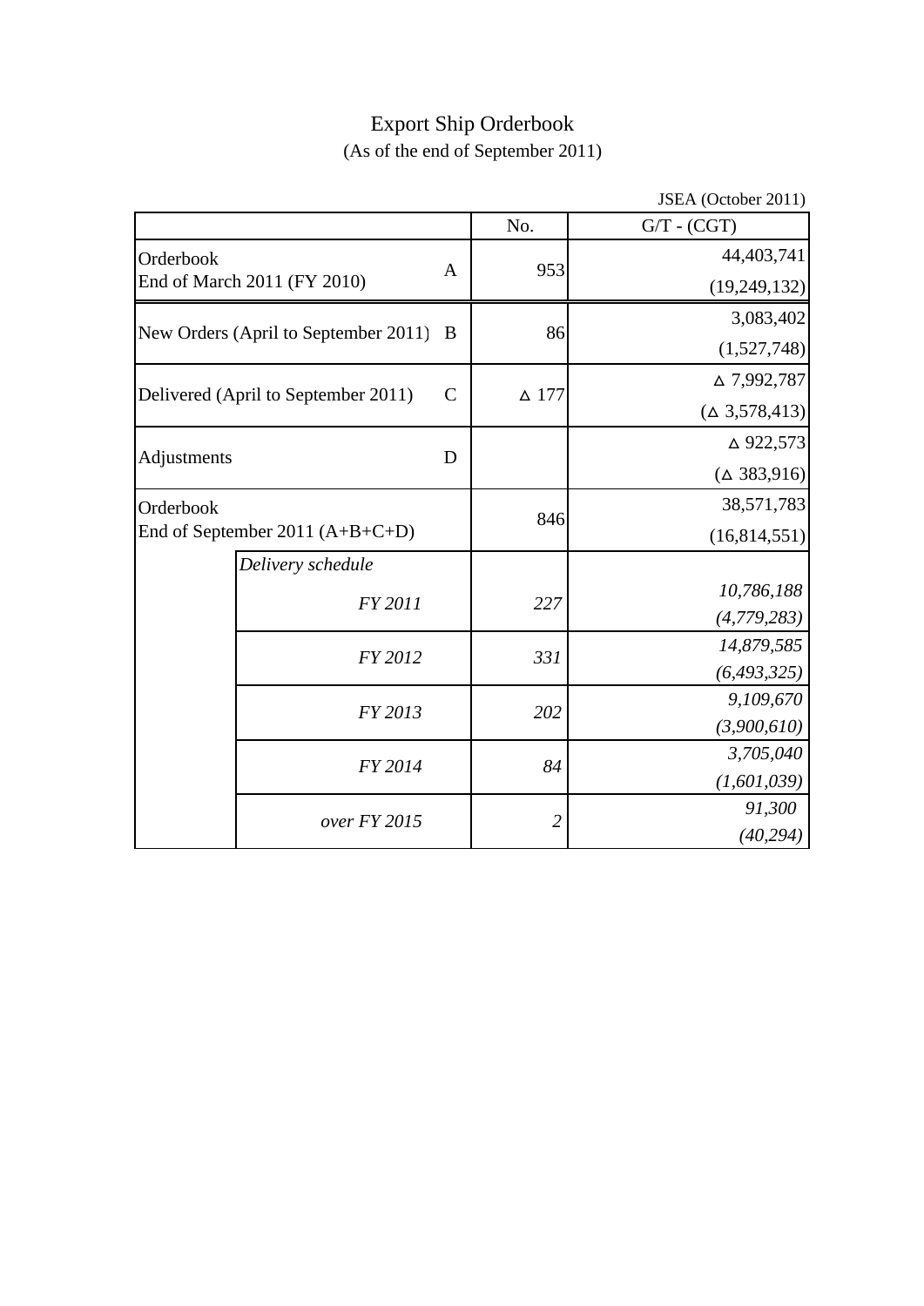# Export Ship Orderbook

(As of the end of September 2011)

JSEA (October 2011)

| | | | No. | G/T - (CGT) |
|---|---|---|---|---|
| Orderbook<br>End of March 2011 (FY 2010) | | A | 953 | 44,403,741<br>(19,249,132) |
| New Orders (April to September 2011) | | B | 86 | 3,083,402<br>(1,527,748) |
| Delivered (April to September 2011) | | C | ∆ 177 | ∆ 7,992,787<br>(∆ 3,578,413) |
| Adjustments | | D | | ∆ 922,573<br>(∆ 383,916) |
| Orderbook<br>End of September 2011 (A+B+C+D) | | | 846 | 38,571,783<br>(16,814,551) |
| | *Delivery schedule*<br>*FY 2011* | | *227* | *10,786,188*<br>*(4,779,283)* |
| | *FY 2012* | | *331* | *14,879,585*<br>*(6,493,325)* |
| | *FY 2013* | | *202* | *9,109,670*<br>*(3,900,610)* |
| | *FY 2014* | | *84* | *3,705,040*<br>*(1,601,039)* |
| | *over FY 2015* | | *2* | *91,300*<br>*(40,294)* |